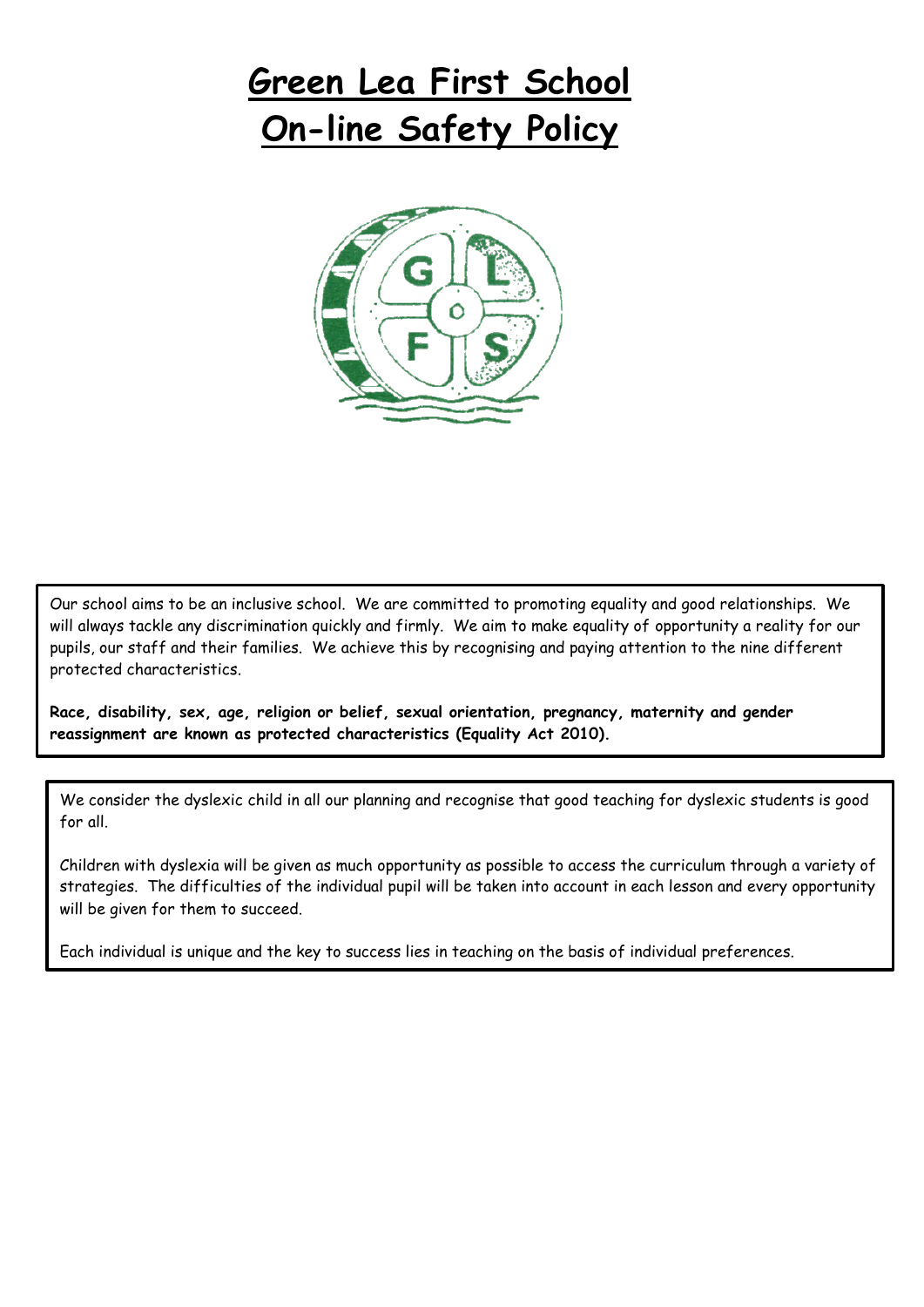# Green Lea First School
# On-line Safety Policy

Our school aims to be an inclusive school. We are committed to promoting equality and good relationships. We will always tackle any discrimination quickly and firmly. We aim to make equality of opportunity a reality for our pupils, our staff and their families. We achieve this by recognising and paying attention to the nine different protected characteristics.

**Race, disability, sex, age, religion or belief, sexual orientation, pregnancy, maternity and gender reassignment are known as protected characteristics (Equality Act 2010).**

We consider the dyslexic child in all our planning and recognise that good teaching for dyslexic students is good for all.

Children with dyslexia will be given as much opportunity as possible to access the curriculum through a variety of strategies. The difficulties of the individual pupil will be taken into account in each lesson and every opportunity will be given for them to succeed.

Each individual is unique and the key to success lies in teaching on the basis of individual preferences.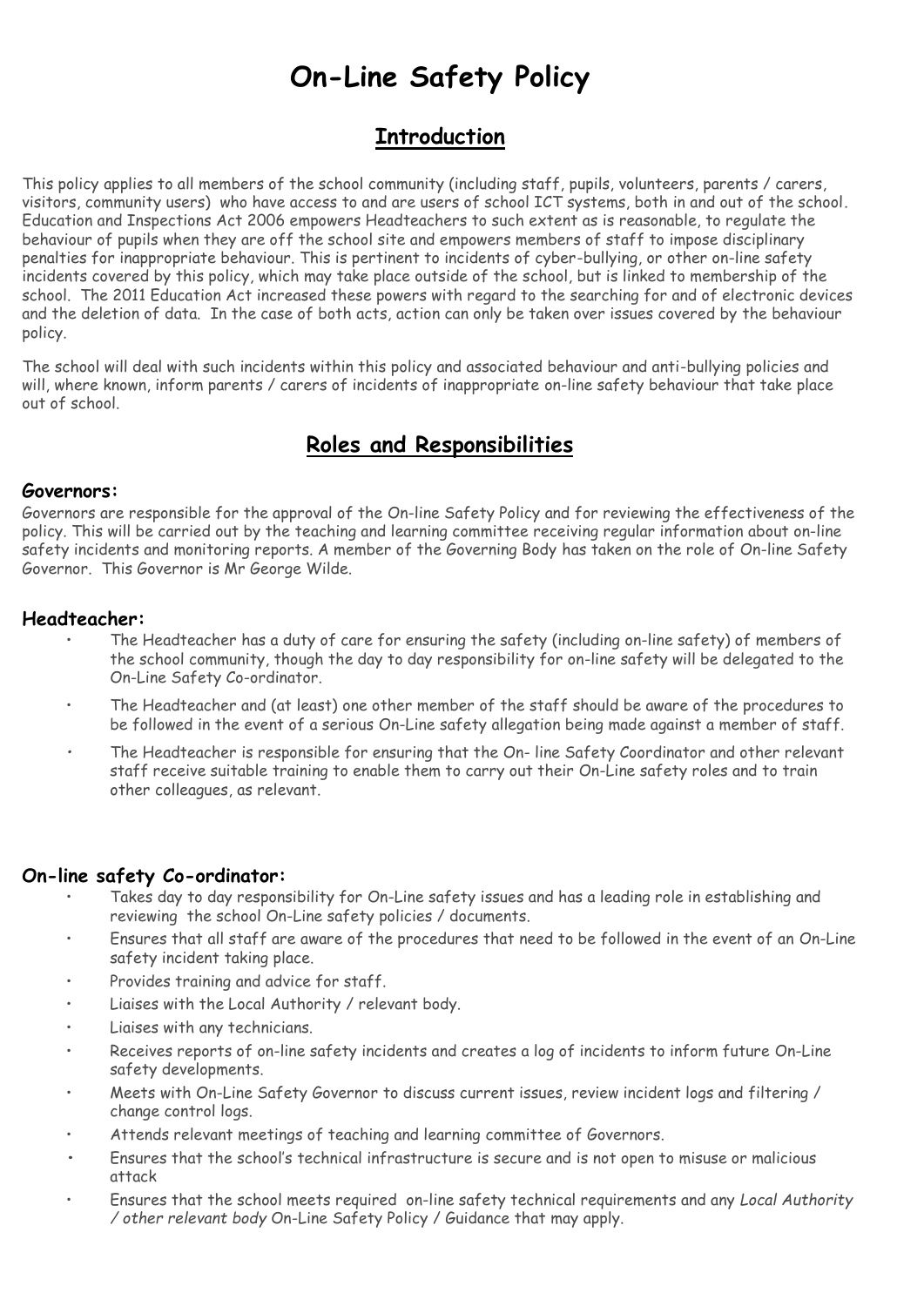# On-Line Safety Policy

## Introduction

This policy applies to all members of the school community (including staff, pupils, volunteers, parents / carers, visitors, community users) who have access to and are users of school ICT systems, both in and out of the school. Education and Inspections Act 2006 empowers Headteachers to such extent as is reasonable, to regulate the behaviour of pupils when they are off the school site and empowers members of staff to impose disciplinary penalties for inappropriate behaviour. This is pertinent to incidents of cyber-bullying, or other on-line safety incidents covered by this policy, which may take place outside of the school, but is linked to membership of the school. The 2011 Education Act increased these powers with regard to the searching for and of electronic devices and the deletion of data. In the case of both acts, action can only be taken over issues covered by the behaviour policy.

The school will deal with such incidents within this policy and associated behaviour and anti-bullying policies and will, where known, inform parents / carers of incidents of inappropriate on-line safety behaviour that take place out of school.

## Roles and Responsibilities

### Governors:

Governors are responsible for the approval of the On-line Safety Policy and for reviewing the effectiveness of the policy. This will be carried out by the teaching and learning committee receiving regular information about on-line safety incidents and monitoring reports. A member of the Governing Body has taken on the role of On-line Safety Governor. This Governor is Mr George Wilde.

### Headteacher:

- The Headteacher has a duty of care for ensuring the safety (including on-line safety) of members of the school community, though the day to day responsibility for on-line safety will be delegated to the On-Line Safety Co-ordinator.
- The Headteacher and (at least) one other member of the staff should be aware of the procedures to be followed in the event of a serious On-Line safety allegation being made against a member of staff.
- The Headteacher is responsible for ensuring that the On- line Safety Coordinator and other relevant staff receive suitable training to enable them to carry out their On-Line safety roles and to train other colleagues, as relevant.

### On-line safety Co-ordinator:

- Takes day to day responsibility for On-Line safety issues and has a leading role in establishing and reviewing the school On-Line safety policies / documents.
- Ensures that all staff are aware of the procedures that need to be followed in the event of an On-Line safety incident taking place.
- Provides training and advice for staff.
- Liaises with the Local Authority / relevant body.
- Liaises with any technicians.
- Receives reports of on-line safety incidents and creates a log of incidents to inform future On-Line safety developments.
- Meets with On-Line Safety Governor to discuss current issues, review incident logs and filtering / change control logs.
- Attends relevant meetings of teaching and learning committee of Governors.
- Ensures that the school's technical infrastructure is secure and is not open to misuse or malicious attack
- Ensures that the school meets required on-line safety technical requirements and any *Local Authority / other relevant body* On-Line Safety Policy / Guidance that may apply.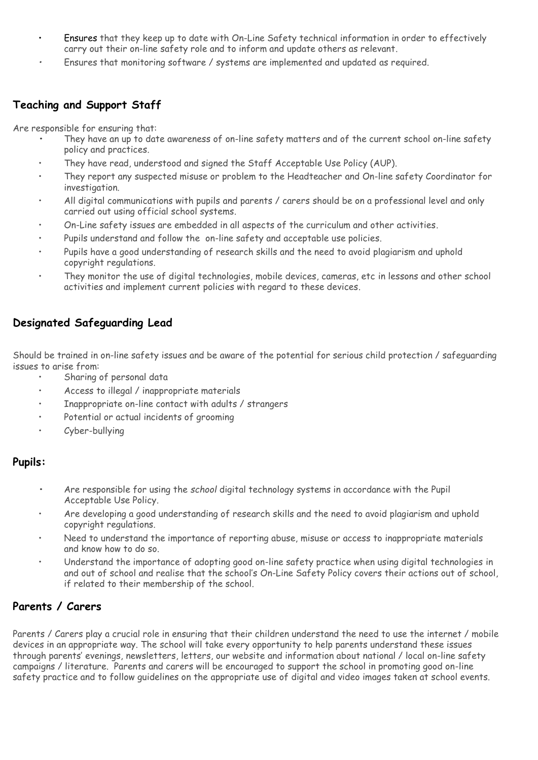- Ensures that they keep up to date with On-Line Safety technical information in order to effectively carry out their on-line safety role and to inform and update others as relevant.
- Ensures that monitoring software / systems are implemented and updated as required.

## Teaching and Support Staff

*Are responsible for ensuring that:*

- They have an up to date awareness of on-line safety matters and of the current school on-line safety policy and practices.
- They have read, understood and signed the Staff Acceptable Use Policy (AUP).
- They report any suspected misuse or problem to the Headteacher and On-line safety Coordinator for investigation.
- All digital communications with pupils and parents / carers should be on a professional level and only carried out using official school systems.
- On-Line safety issues are embedded in all aspects of the curriculum and other activities.
- Pupils understand and follow the on-line safety and acceptable use policies.
- Pupils have a good understanding of research skills and the need to avoid plagiarism and uphold copyright regulations.
- They monitor the use of digital technologies, mobile devices, cameras, etc in lessons and other school activities and implement current policies with regard to these devices.

## Designated Safeguarding Lead

Should be trained in on-line safety issues and be aware of the potential for serious child protection / safeguarding issues to arise from:

- Sharing of personal data
- Access to illegal / inappropriate materials
- Inappropriate on-line contact with adults / strangers
- Potential or actual incidents of grooming
- Cyber-bullying

## Pupils:

- Are responsible for using the *school* digital technology systems in accordance with the Pupil Acceptable Use Policy.
- Are developing a good understanding of research skills and the need to avoid plagiarism and uphold copyright regulations.
- Need to understand the importance of reporting abuse, misuse or access to inappropriate materials and know how to do so.
- Understand the importance of adopting good on-line safety practice when using digital technologies in and out of school and realise that the school's On-Line Safety Policy covers their actions out of school, if related to their membership of the school.

## Parents / Carers

Parents / Carers play a crucial role in ensuring that their children understand the need to use the internet / mobile devices in an appropriate way. The school will take every opportunity to help parents understand these issues through parents' evenings, newsletters, letters, our website and information about national / local on-line safety campaigns / literature. Parents and carers will be encouraged to support the school in promoting good on-line safety practice and to follow guidelines on the appropriate use of digital and video images taken at school events.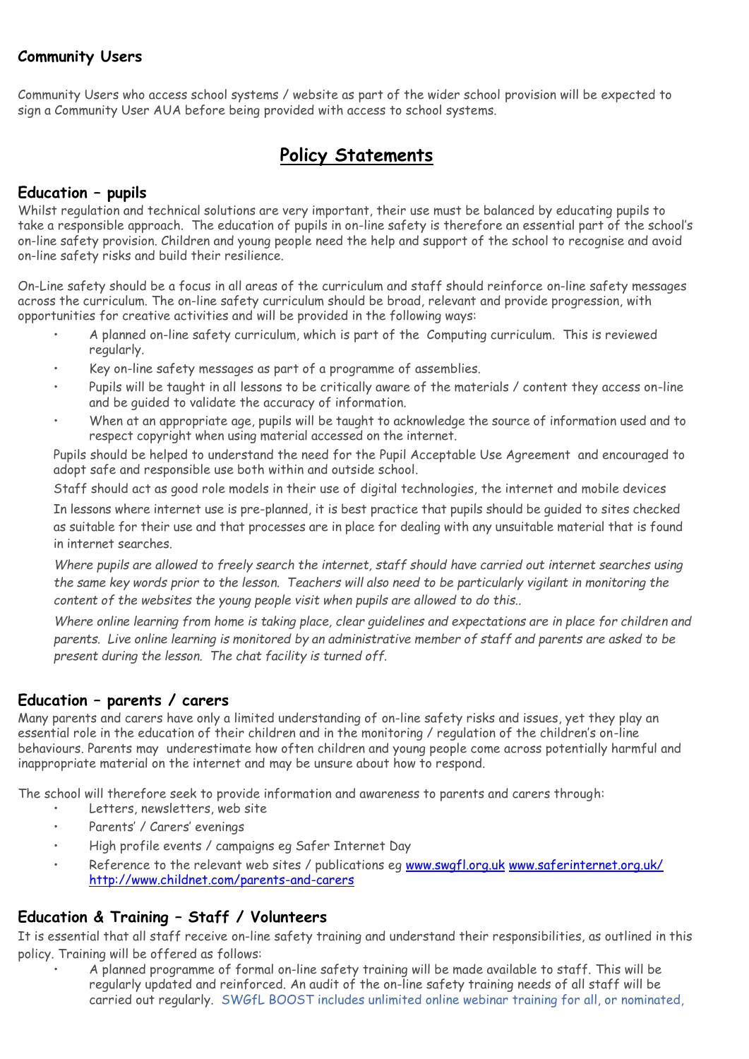### Community Users

Community Users who access school systems / website as part of the wider school provision will be expected to sign a Community User AUA before being provided with access to school systems.

## Policy Statements

### Education – pupils

Whilst regulation and technical solutions are very important, their use must be balanced by educating pupils to take a responsible approach. The education of pupils in on-line safety is therefore an essential part of the school's on-line safety provision. Children and young people need the help and support of the school to recognise and avoid on-line safety risks and build their resilience.

On-Line safety should be a focus in all areas of the curriculum and staff should reinforce on-line safety messages across the curriculum. The on-line safety curriculum should be broad, relevant and provide progression, with opportunities for creative activities and will be provided in the following ways:

- A planned on-line safety curriculum, which is part of the Computing curriculum. This is reviewed regularly.
- Key on-line safety messages as part of a programme of assemblies.
- Pupils will be taught in all lessons to be critically aware of the materials / content they access on-line and be guided to validate the accuracy of information.
- When at an appropriate age, pupils will be taught to acknowledge the source of information used and to respect copyright when using material accessed on the internet.

Pupils should be helped to understand the need for the Pupil Acceptable Use Agreement and encouraged to adopt safe and responsible use both within and outside school.

Staff should act as good role models in their use of digital technologies, the internet and mobile devices

In lessons where internet use is pre-planned, it is best practice that pupils should be guided to sites checked as suitable for their use and that processes are in place for dealing with any unsuitable material that is found in internet searches.

*Where pupils are allowed to freely search the internet, staff should have carried out internet searches using the same key words prior to the lesson. Teachers will also need to be particularly vigilant in monitoring the content of the websites the young people visit when pupils are allowed to do this..*

*Where online learning from home is taking place, clear guidelines and expectations are in place for children and parents. Live online learning is monitored by an administrative member of staff and parents are asked to be present during the lesson. The chat facility is turned off.*

### Education – parents / carers

Many parents and carers have only a limited understanding of on-line safety risks and issues, yet they play an essential role in the education of their children and in the monitoring / regulation of the children's on-line behaviours. Parents may underestimate how often children and young people come across potentially harmful and inappropriate material on the internet and may be unsure about how to respond.

The school will therefore seek to provide information and awareness to parents and carers through:

- Letters, newsletters, web site
- Parents' / Carers' evenings
- High profile events / campaigns eg Safer Internet Day
- Reference to the relevant web sites / publications eg www.swgfl.org.uk www.saferinternet.org.uk/ http://www.childnet.com/parents-and-carers

### Education & Training – Staff / Volunteers

It is essential that all staff receive on-line safety training and understand their responsibilities, as outlined in this policy. Training will be offered as follows:

- A planned programme of formal on-line safety training will be made available to staff. This will be regularly updated and reinforced. An audit of the on-line safety training needs of all staff will be carried out regularly. SWGfL BOOST includes unlimited online webinar training for all, or nominated,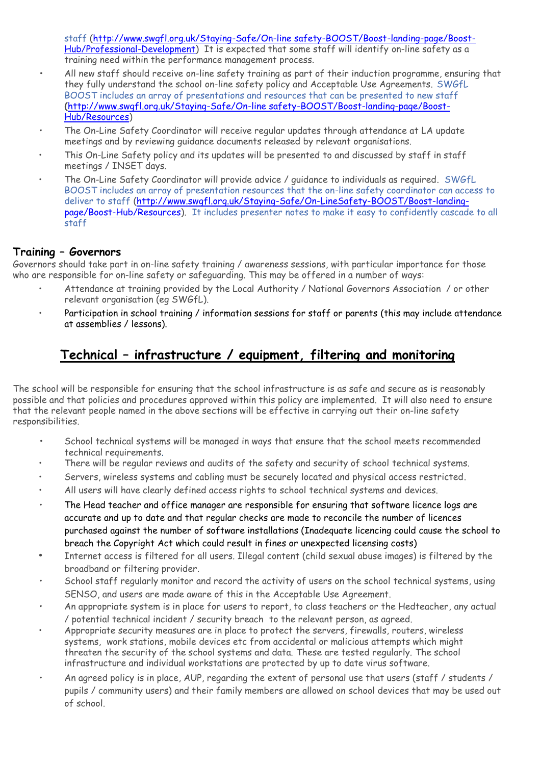staff (http://www.swgfl.org.uk/Staying-Safe/On-line safety-BOOST/Boost-landing-page/Boost-Hub/Professional-Development) It is expected that some staff will identify on-line safety as a training need within the performance management process.

- All new staff should receive on-line safety training as part of their induction programme, ensuring that they fully understand the school on-line safety policy and Acceptable Use Agreements. SWGfL BOOST includes an array of presentations and resources that can be presented to new staff (http://www.swgfl.org.uk/Staying-Safe/On-line safety-BOOST/Boost-landing-page/Boost-Hub/Resources)
- The On-Line Safety Coordinator will receive regular updates through attendance at LA update meetings and by reviewing guidance documents released by relevant organisations.
- This On-Line Safety policy and its updates will be presented to and discussed by staff in staff meetings / INSET days.
- The On-Line Safety Coordinator will provide advice / guidance to individuals as required. SWGfL BOOST includes an array of presentation resources that the on-line safety coordinator can access to deliver to staff (http://www.swgfl.org.uk/Staying-Safe/On-LineSafety-BOOST/Boost-landing-page/Boost-Hub/Resources). It includes presenter notes to make it easy to confidently cascade to all staff

### Training – Governors

Governors should take part in on-line safety training / awareness sessions, with particular importance for those who are responsible for on-line safety or safeguarding. This may be offered in a number of ways:

- Attendance at training provided by the Local Authority / National Governors Association / or other relevant organisation (eg SWGfL).
- Participation in school training / information sessions for staff or parents (this may include attendance at assemblies / lessons).

## Technical – infrastructure / equipment, filtering and monitoring

The school will be responsible for ensuring that the school infrastructure is as safe and secure as is reasonably possible and that policies and procedures approved within this policy are implemented. It will also need to ensure that the relevant people named in the above sections will be effective in carrying out their on-line safety responsibilities.

- School technical systems will be managed in ways that ensure that the school meets recommended technical requirements.
- There will be regular reviews and audits of the safety and security of school technical systems.
- Servers, wireless systems and cabling must be securely located and physical access restricted.
- All users will have clearly defined access rights to school technical systems and devices.
- The Head teacher and office manager are responsible for ensuring that software licence logs are accurate and up to date and that regular checks are made to reconcile the number of licences purchased against the number of software installations (Inadequate licencing could cause the school to breach the Copyright Act which could result in fines or unexpected licensing costs)
- Internet access is filtered for all users. Illegal content (child sexual abuse images) is filtered by the broadband or filtering provider.
- School staff regularly monitor and record the activity of users on the school technical systems, using SENSO, and users are made aware of this in the Acceptable Use Agreement.
- An appropriate system is in place for users to report, to class teachers or the Hedteacher, any actual / potential technical incident / security breach to the relevant person, as agreed.
- Appropriate security measures are in place to protect the servers, firewalls, routers, wireless systems, work stations, mobile devices etc from accidental or malicious attempts which might threaten the security of the school systems and data. These are tested regularly. The school infrastructure and individual workstations are protected by up to date virus software.
- An agreed policy is in place, AUP, regarding the extent of personal use that users (staff / students / pupils / community users) and their family members are allowed on school devices that may be used out of school.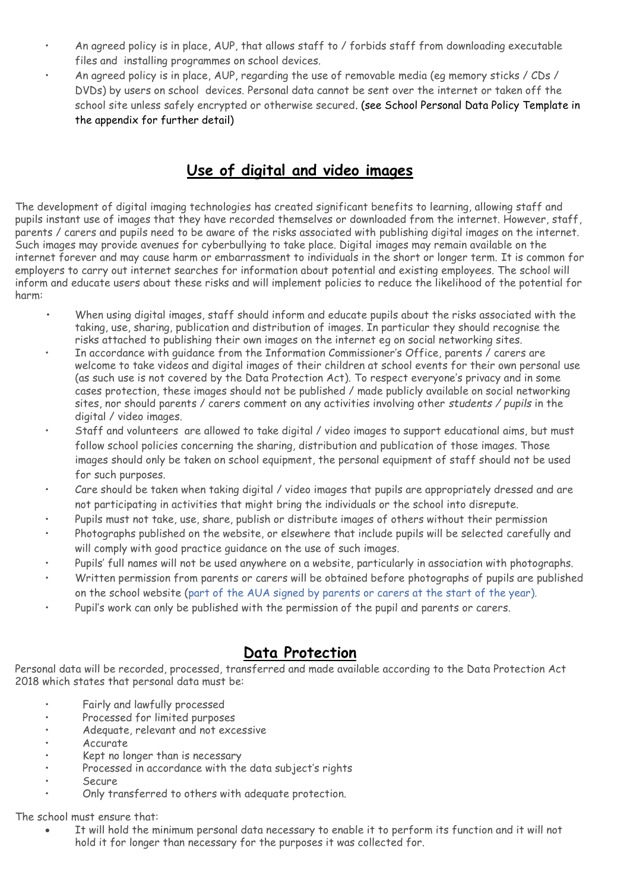- An agreed policy is in place, AUP, that allows staff to / forbids staff from downloading executable files and installing programmes on school devices.
- An agreed policy is in place, AUP, regarding the use of removable media (eg memory sticks / CDs / DVDs) by users on school devices. Personal data cannot be sent over the internet or taken off the school site unless safely encrypted or otherwise secured. (see School Personal Data Policy Template in the appendix for further detail)

## Use of digital and video images

The development of digital imaging technologies has created significant benefits to learning, allowing staff and pupils instant use of images that they have recorded themselves or downloaded from the internet. However, staff, parents / carers and pupils need to be aware of the risks associated with publishing digital images on the internet. Such images may provide avenues for cyberbullying to take place. Digital images may remain available on the internet forever and may cause harm or embarrassment to individuals in the short or longer term. It is common for employers to carry out internet searches for information about potential and existing employees. The school will inform and educate users about these risks and will implement policies to reduce the likelihood of the potential for harm:

- When using digital images, staff should inform and educate pupils about the risks associated with the taking, use, sharing, publication and distribution of images. In particular they should recognise the risks attached to publishing their own images on the internet eg on social networking sites.
- In accordance with guidance from the Information Commissioner's Office, parents / carers are welcome to take videos and digital images of their children at school events for their own personal use (as such use is not covered by the Data Protection Act). To respect everyone's privacy and in some cases protection, these images should not be published / made publicly available on social networking sites, nor should parents / carers comment on any activities involving other *students / pupils* in the digital / video images.
- Staff and volunteers are allowed to take digital / video images to support educational aims, but must follow school policies concerning the sharing, distribution and publication of those images. Those images should only be taken on school equipment, the personal equipment of staff should not be used for such purposes.
- Care should be taken when taking digital / video images that pupils are appropriately dressed and are not participating in activities that might bring the individuals or the school into disrepute.
- Pupils must not take, use, share, publish or distribute images of others without their permission
- Photographs published on the website, or elsewhere that include pupils will be selected carefully and will comply with good practice guidance on the use of such images.
- Pupils' full names will not be used anywhere on a website, particularly in association with photographs.
- Written permission from parents or carers will be obtained before photographs of pupils are published on the school website (part of the AUA signed by parents or carers at the start of the year).
- Pupil's work can only be published with the permission of the pupil and parents or carers.

## Data Protection

Personal data will be recorded, processed, transferred and made available according to the Data Protection Act 2018 which states that personal data must be:

- Fairly and lawfully processed
- Processed for limited purposes
- Adequate, relevant and not excessive
- Accurate
- Kept no longer than is necessary
- Processed in accordance with the data subject's rights
- Secure
- Only transferred to others with adequate protection.

The school must ensure that:

- It will hold the minimum personal data necessary to enable it to perform its function and it will not hold it for longer than necessary for the purposes it was collected for.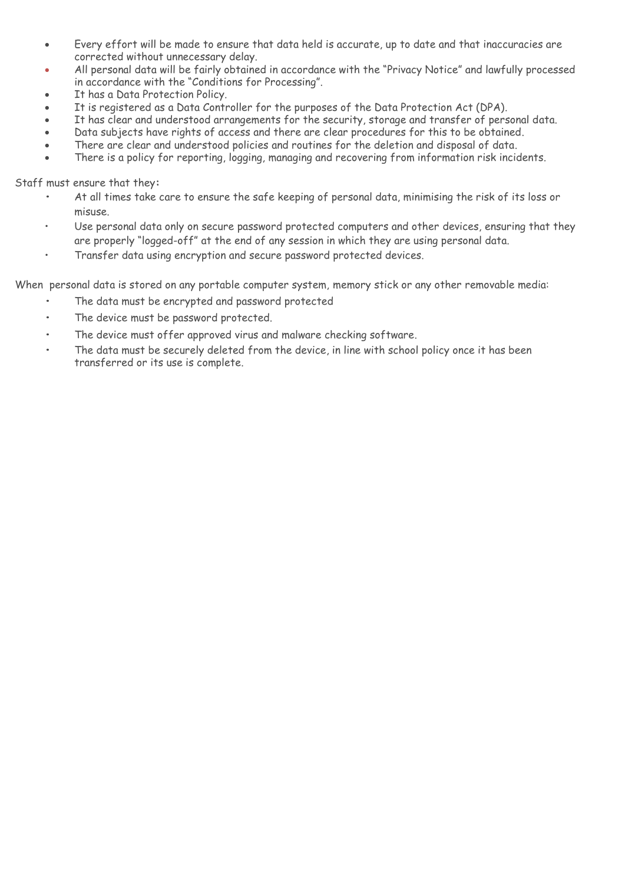- Every effort will be made to ensure that data held is accurate, up to date and that inaccuracies are corrected without unnecessary delay.
- All personal data will be fairly obtained in accordance with the "Privacy Notice" and lawfully processed in accordance with the "Conditions for Processing".
- It has a Data Protection Policy.
- It is registered as a Data Controller for the purposes of the Data Protection Act (DPA).
- It has clear and understood arrangements for the security, storage and transfer of personal data.
- Data subjects have rights of access and there are clear procedures for this to be obtained.
- There are clear and understood policies and routines for the deletion and disposal of data.
- There is a policy for reporting, logging, managing and recovering from information risk incidents.

Staff must ensure that they:

- At all times take care to ensure the safe keeping of personal data, minimising the risk of its loss or misuse.
- Use personal data only on secure password protected computers and other devices, ensuring that they are properly "logged-off" at the end of any session in which they are using personal data.
- Transfer data using encryption and secure password protected devices.

When personal data is stored on any portable computer system, memory stick or any other removable media:

- The data must be encrypted and password protected
- The device must be password protected.
- The device must offer approved virus and malware checking software.
- The data must be securely deleted from the device, in line with school policy once it has been transferred or its use is complete.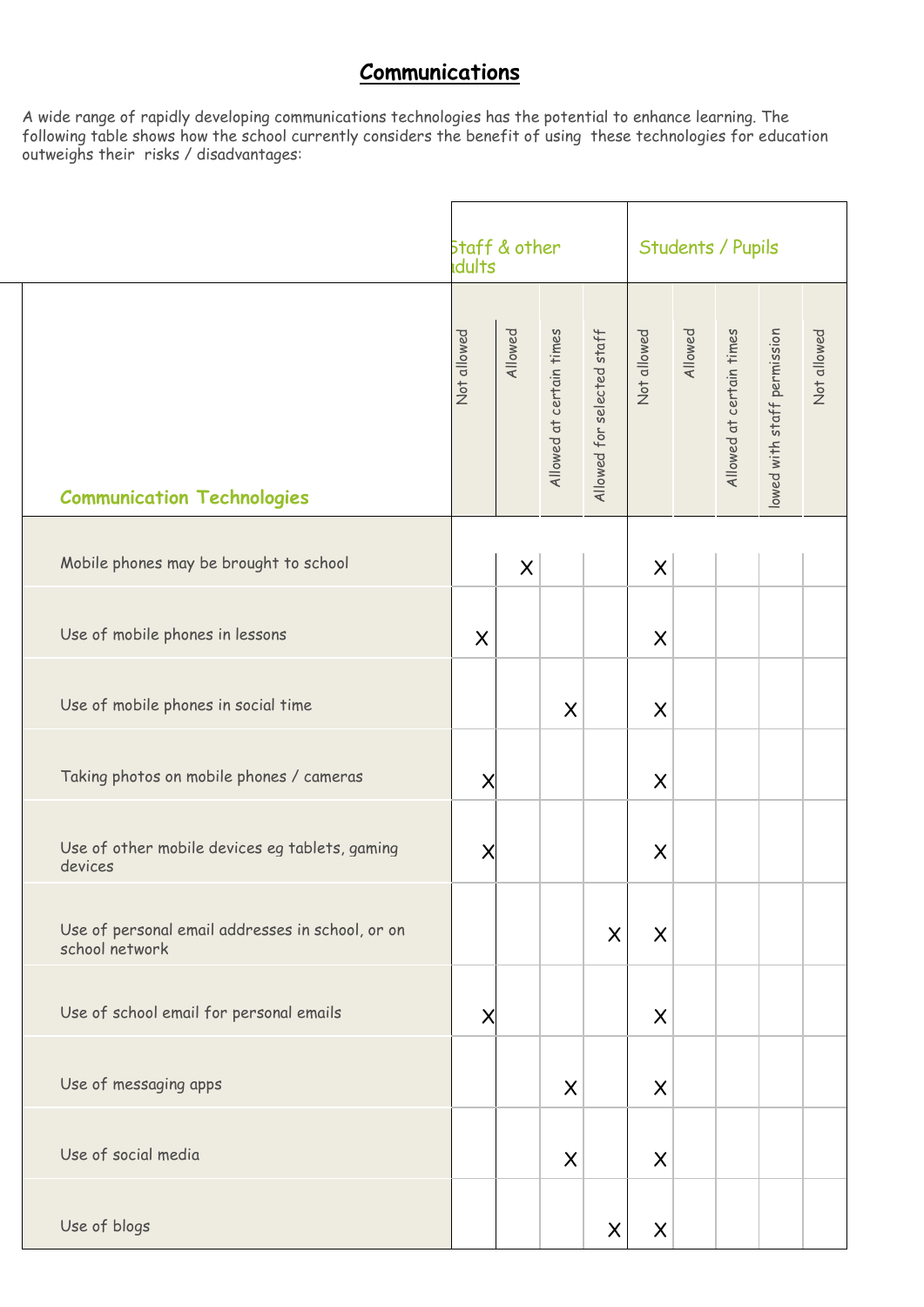## Communications

A wide range of rapidly developing communications technologies has the potential to enhance learning. The following table shows how the school currently considers the benefit of using these technologies for education outweighs their risks / disadvantages:

| | Staff & other adults | | | | Students / Pupils | | | | |
|---|---|---|---|---|---|---|---|---|---|
| **Communication Technologies** | Not allowed | Allowed | Allowed at certain times | Allowed for selected staff | Not allowed | Allowed | Allowed at certain times | lowed with staff permission | Not allowed |
| Mobile phones may be brought to school | | X | | | X | | | | |
| Use of mobile phones in lessons | X | | | | X | | | | |
| Use of mobile phones in social time | | | X | | X | | | | |
| Taking photos on mobile phones / cameras | X | | | | X | | | | |
| Use of other mobile devices eg tablets, gaming devices | X | | | | X | | | | |
| Use of personal email addresses in school, or on school network | | | | X | X | | | | |
| Use of school email for personal emails | X | | | | X | | | | |
| Use of messaging apps | | | X | | X | | | | |
| Use of social media | | | X | | X | | | | |
| Use of blogs | | | | X | X | | | | |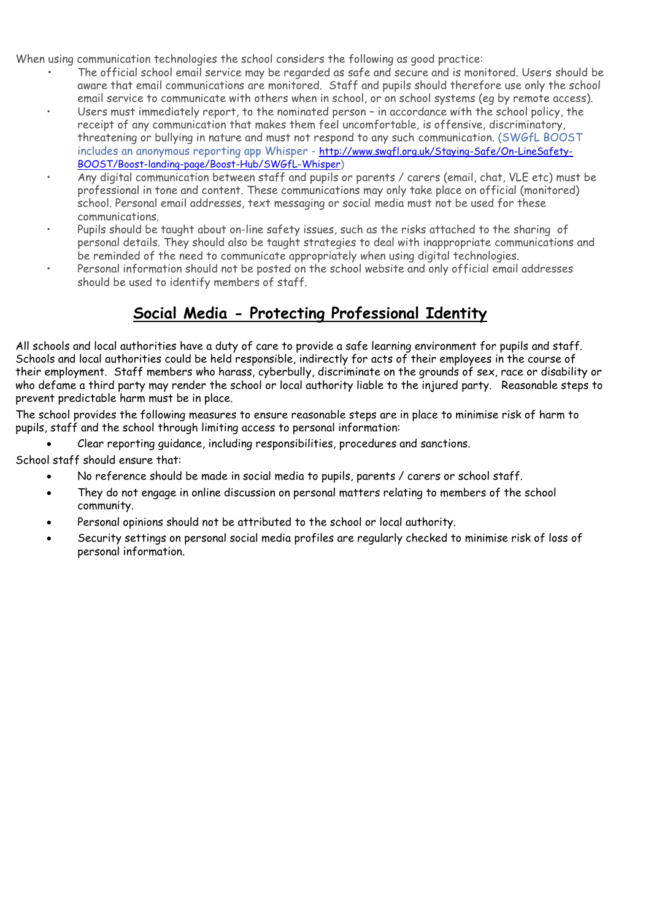When using communication technologies the school considers the following as good practice:

- The official school email service may be regarded as safe and secure and is monitored. Users should be aware that email communications are monitored. Staff and pupils should therefore use only the school email service to communicate with others when in school, or on school systems (eg by remote access).
- Users must immediately report, to the nominated person – in accordance with the school policy, the receipt of any communication that makes them feel uncomfortable, is offensive, discriminatory, threatening or bullying in nature and must not respond to any such communication. (SWGfL BOOST includes an anonymous reporting app Whisper - [http://www.swgfl.org.uk/Staying-Safe/On-LineSafety-BOOST/Boost-landing-page/Boost-Hub/SWGfL-Whisper](http://www.swgfl.org.uk/Staying-Safe/On-LineSafety-BOOST/Boost-landing-page/Boost-Hub/SWGfL-Whisper))
- Any digital communication between staff and pupils or parents / carers (email, chat, VLE etc) must be professional in tone and content. These communications may only take place on official (monitored) school. Personal email addresses, text messaging or social media must not be used for these communications.
- Pupils should be taught about on-line safety issues, such as the risks attached to the sharing of personal details. They should also be taught strategies to deal with inappropriate communications and be reminded of the need to communicate appropriately when using digital technologies.
- Personal information should not be posted on the school website and only official email addresses should be used to identify members of staff.

## Social Media - Protecting Professional Identity

All schools and local authorities have a duty of care to provide a safe learning environment for pupils and staff. Schools and local authorities could be held responsible, indirectly for acts of their employees in the course of their employment. Staff members who harass, cyberbully, discriminate on the grounds of sex, race or disability or who defame a third party may render the school or local authority liable to the injured party. Reasonable steps to prevent predictable harm must be in place.

The school provides the following measures to ensure reasonable steps are in place to minimise risk of harm to pupils, staff and the school through limiting access to personal information:

- Clear reporting guidance, including responsibilities, procedures and sanctions.

School staff should ensure that:

- No reference should be made in social media to pupils, parents / carers or school staff.
- They do not engage in online discussion on personal matters relating to members of the school community.
- Personal opinions should not be attributed to the school or local authority.
- Security settings on personal social media profiles are regularly checked to minimise risk of loss of personal information.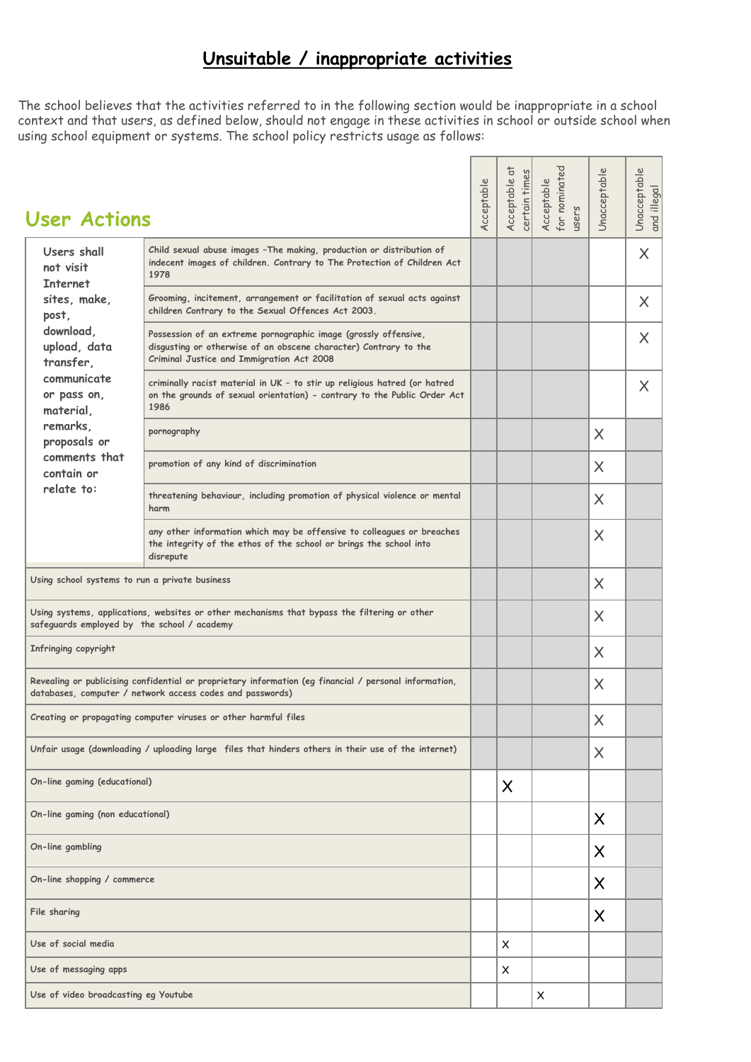# Unsuitable / inappropriate activities

The school believes that the activities referred to in the following section would be inappropriate in a school context and that users, as defined below, should not engage in these activities in school or outside school when using school equipment or systems. The school policy restricts usage as follows:

| User Actions | | Acceptable | Acceptable at certain times | Acceptable for nominated users | Unacceptable | Unacceptable and illegal |
|---|---|---|---|---|---|---|
| Users shall not visit Internet sites, make, post, download, upload, data transfer, communicate or pass on, material, remarks, proposals or comments that contain or relate to: | Child sexual abuse images –The making, production or distribution of indecent images of children. Contrary to The Protection of Children Act 1978 | | | | | X |
| | Grooming, incitement, arrangement or facilitation of sexual acts against children Contrary to the Sexual Offences Act 2003. | | | | | X |
| | Possession of an extreme pornographic image (grossly offensive, disgusting or otherwise of an obscene character) Contrary to the Criminal Justice and Immigration Act 2008 | | | | | X |
| | criminally racist material in UK – to stir up religious hatred (or hatred on the grounds of sexual orientation) - contrary to the Public Order Act 1986 | | | | | X |
| | pornography | | | | X | |
| | promotion of any kind of discrimination | | | | X | |
| | threatening behaviour, including promotion of physical violence or mental harm | | | | X | |
| | any other information which may be offensive to colleagues or breaches the integrity of the ethos of the school or brings the school into disrepute | | | | X | |
| Using school systems to run a private business | | | | | X | |
| Using systems, applications, websites or other mechanisms that bypass the filtering or other safeguards employed by the school / academy | | | | | X | |
| Infringing copyright | | | | | X | |
| Revealing or publicising confidential or proprietary information (eg financial / personal information, databases, computer / network access codes and passwords) | | | | | X | |
| Creating or propagating computer viruses or other harmful files | | | | | X | |
| Unfair usage (downloading / uploading large files that hinders others in their use of the internet) | | | | | X | |
| On-line gaming (educational) | | | X | | | |
| On-line gaming (non educational) | | | | | X | |
| On-line gambling | | | | | X | |
| On-line shopping / commerce | | | | | X | |
| File sharing | | | | | X | |
| Use of social media | | | X | | | |
| Use of messaging apps | | | X | | | |
| Use of video broadcasting eg Youtube | | | | X | | |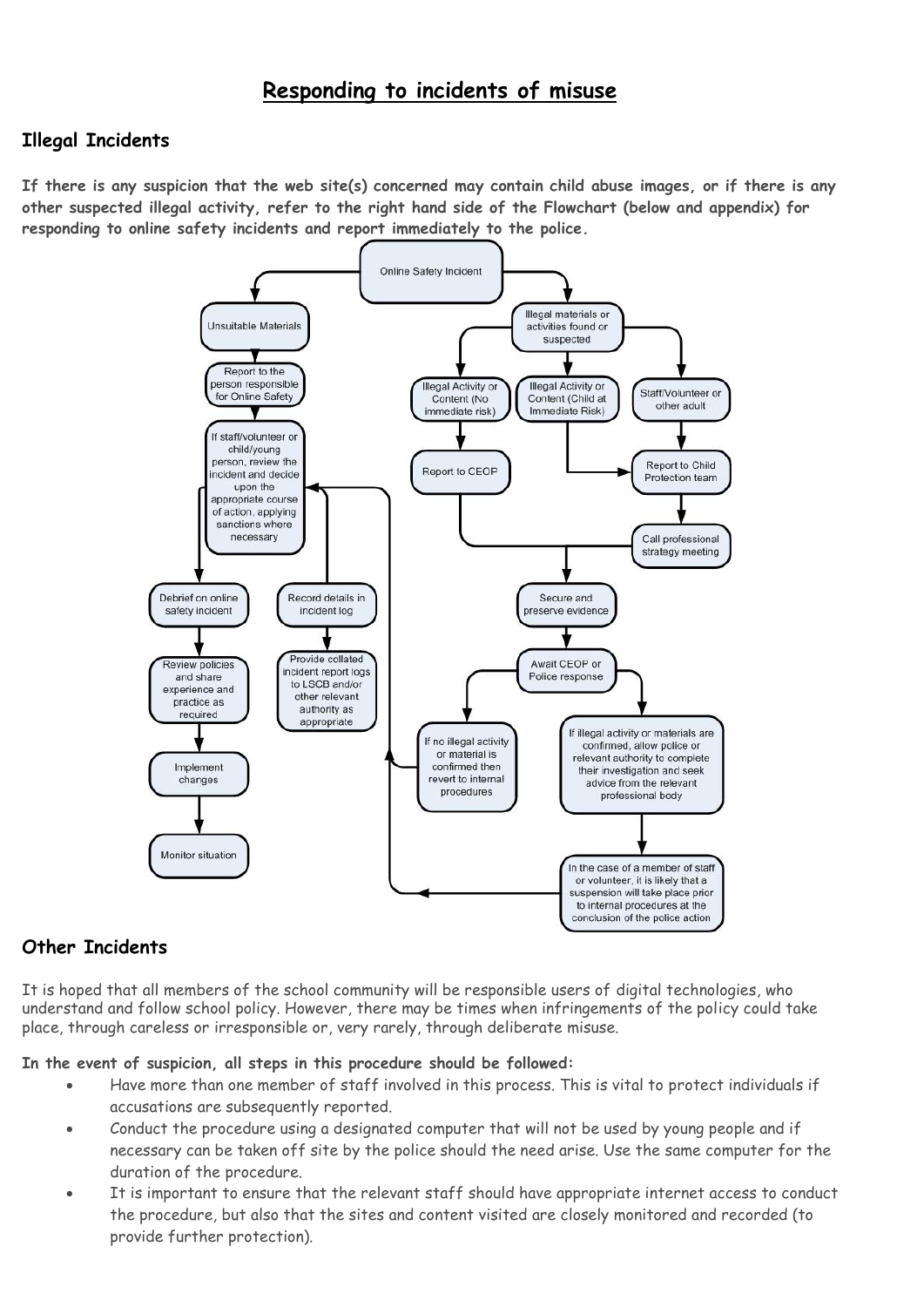# Responding to incidents of misuse

## Illegal Incidents

**If there is any suspicion that the web site(s) concerned may contain child abuse images, or if there is any other suspected illegal activity, refer to the right hand side of the Flowchart (below and appendix) for responding to online safety incidents and report immediately to the police.**

Online Safety Incident

- Unsuitable Materials
  - Report to the person responsible for Online Safety
  - If staff/volunteer or child/young person, review the incident and decide upon the appropriate course of action, applying sanctions where necessary
  - Debrief on online safety incident
  - Review policies and share experience and practice as required
  - Implement changes
  - Monitor situation
  - Record details in incident log
  - Provide collated incident report logs to LSCB and/or other relevant authority as appropriate
- Illegal materials or activities found or suspected
  - Illegal Activity or Content (No immediate risk)
    - Report to CEOP
  - Illegal Activity or Content (Child at Immediate Risk)
    - Report to Child Protection team
  - Staff/Volunteer or other adult
    - Report to Child Protection team
    - Call professional strategy meeting
  - Secure and preserve evidence
  - Await CEOP or Police response
    - If no illegal activity or material is confirmed then revert to internal procedures
    - If illegal activity or materials are confirmed, allow police or relevant authority to complete their investigation and seek advice from the relevant professional body
      - In the case of a member of staff or volunteer, it is likely that a suspension will take place prior to internal procedures at the conclusion of the police action

## Other Incidents

It is hoped that all members of the school community will be responsible users of digital technologies, who understand and follow school policy. However, there may be times when infringements of the policy could take place, through careless or irresponsible or, very rarely, through deliberate misuse.

**In the event of suspicion, all steps in this procedure should be followed:**

- Have more than one member of staff involved in this process. This is vital to protect individuals if accusations are subsequently reported.
- Conduct the procedure using a designated computer that will not be used by young people and if necessary can be taken off site by the police should the need arise. Use the same computer for the duration of the procedure.
- It is important to ensure that the relevant staff should have appropriate internet access to conduct the procedure, but also that the sites and content visited are closely monitored and recorded (to provide further protection).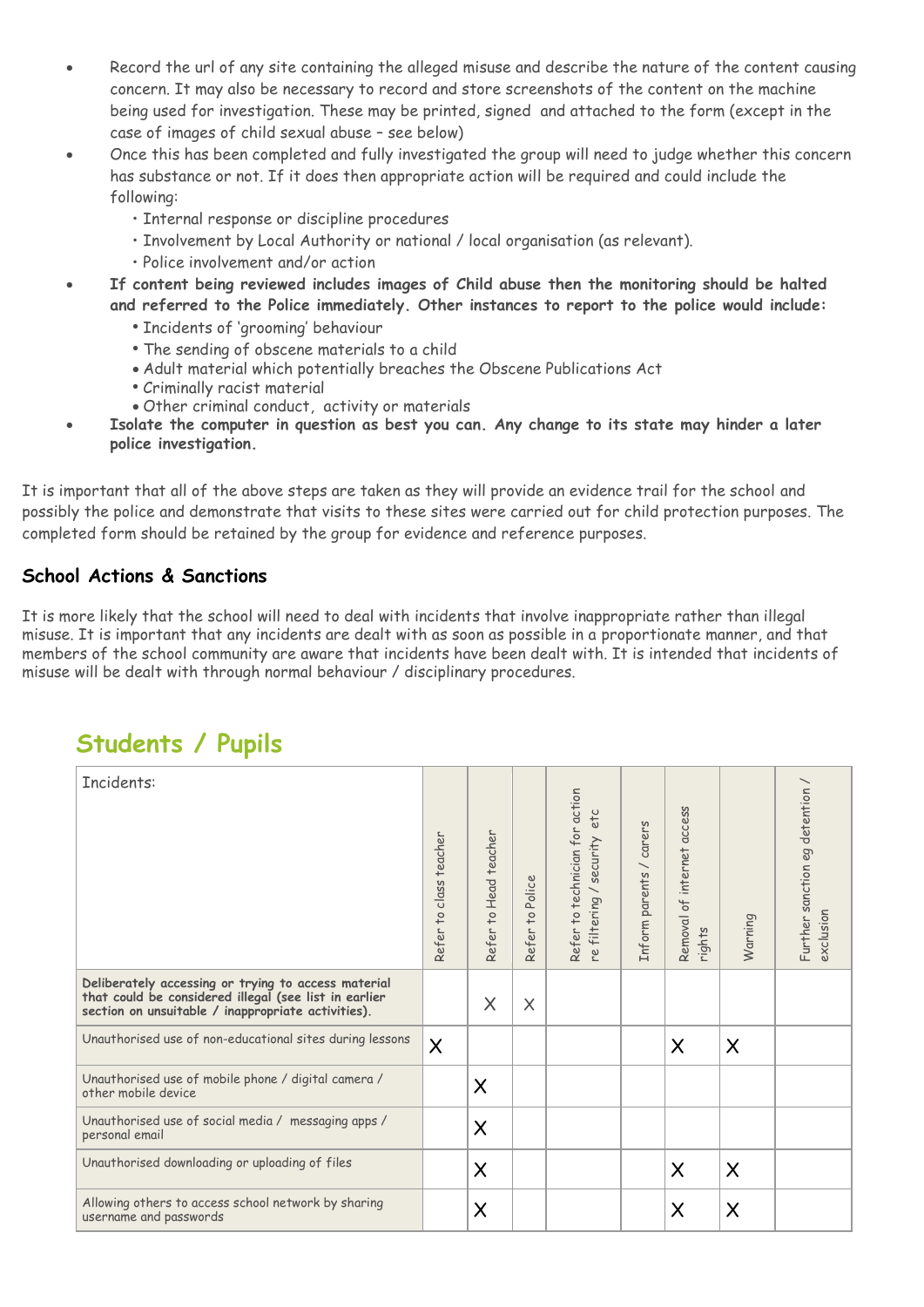- Record the url of any site containing the alleged misuse and describe the nature of the content causing concern. It may also be necessary to record and store screenshots of the content on the machine being used for investigation. These may be printed, signed and attached to the form (except in the case of images of child sexual abuse – see below)
- Once this has been completed and fully investigated the group will need to judge whether this concern has substance or not. If it does then appropriate action will be required and could include the following:
  - Internal response or discipline procedures
  - Involvement by Local Authority or national / local organisation (as relevant).
  - Police involvement and/or action
- **If content being reviewed includes images of Child abuse then the monitoring should be halted and referred to the Police immediately. Other instances to report to the police would include:**
  - Incidents of 'grooming' behaviour
  - The sending of obscene materials to a child
  - Adult material which potentially breaches the Obscene Publications Act
  - Criminally racist material
  - Other criminal conduct, activity or materials
- **Isolate the computer in question as best you can. Any change to its state may hinder a later police investigation.**

It is important that all of the above steps are taken as they will provide an evidence trail for the school and possibly the police and demonstrate that visits to these sites were carried out for child protection purposes. The completed form should be retained by the group for evidence and reference purposes.

## School Actions & Sanctions

It is more likely that the school will need to deal with incidents that involve inappropriate rather than illegal misuse. It is important that any incidents are dealt with as soon as possible in a proportionate manner, and that members of the school community are aware that incidents have been dealt with. It is intended that incidents of misuse will be dealt with through normal behaviour / disciplinary procedures.

## Students / Pupils

| Incidents: | Refer to class teacher | Refer to Head teacher | Refer to Police | Refer to technician for action re filtering / security etc | Inform parents / carers | Removal of internet access rights | Warning | Further sanction eg detention / exclusion |
|---|---|---|---|---|---|---|---|---|
| **Deliberately accessing or trying to access material that could be considered illegal (see list in earlier section on unsuitable / inappropriate activities).** | | X | X | | | | | |
| Unauthorised use of non-educational sites during lessons | X | | | | | X | X | |
| Unauthorised use of mobile phone / digital camera / other mobile device | | X | | | | | | |
| Unauthorised use of social media / messaging apps / personal email | | X | | | | | | |
| Unauthorised downloading or uploading of files | | X | | | | X | X | |
| Allowing others to access school network by sharing username and passwords | | X | | | | X | X | |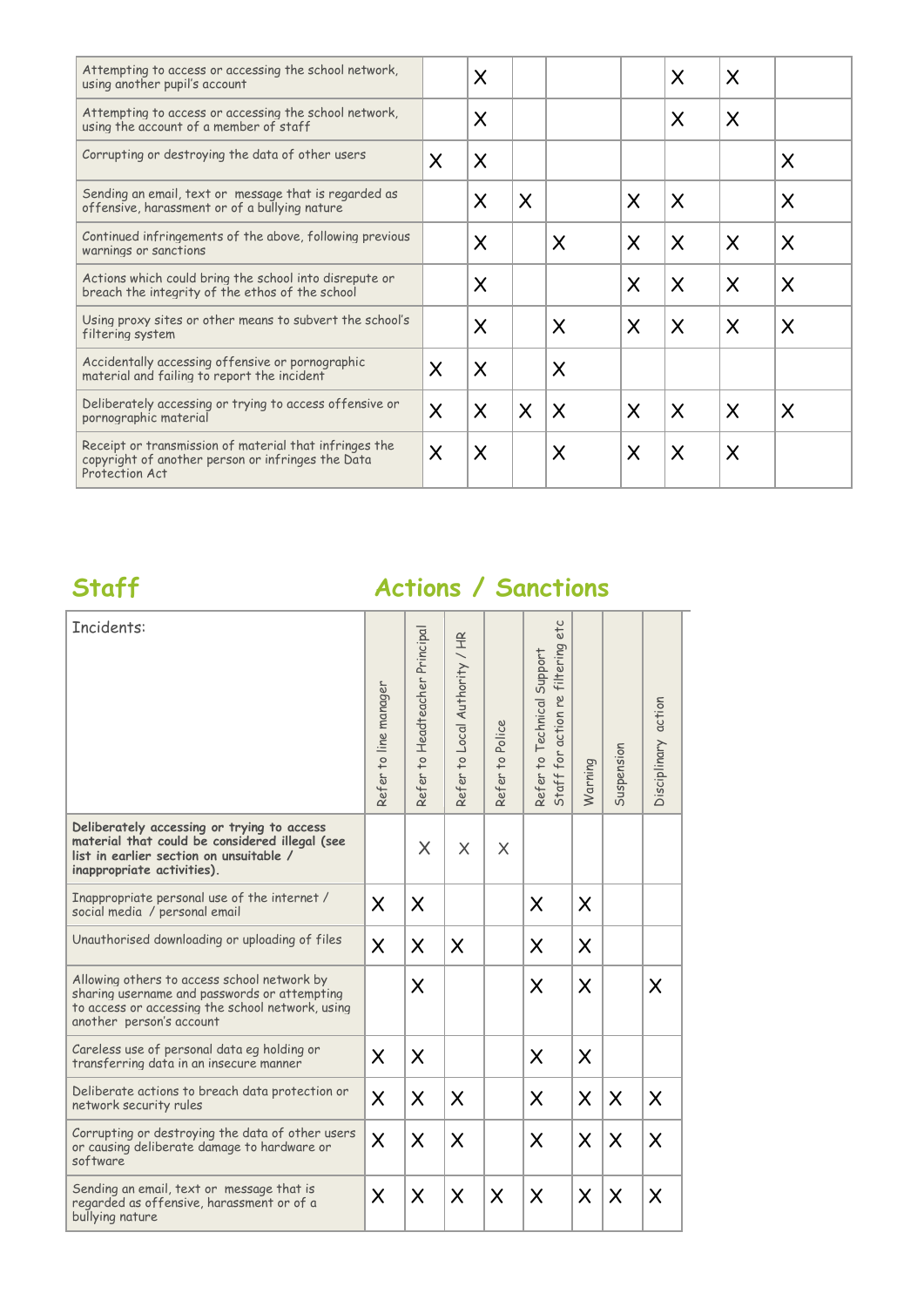| | | | | | | | | |
|---|---|---|---|---|---|---|---|---|
| Attempting to access or accessing the school network, using another pupil's account | | X | | | | X | X | |
| Attempting to access or accessing the school network, using the account of a member of staff | | X | | | | X | X | |
| Corrupting or destroying the data of other users | X | X | | | | | | X |
| Sending an email, text or message that is regarded as offensive, harassment or of a bullying nature | | X | X | | X | X | | X |
| Continued infringements of the above, following previous warnings or sanctions | | X | | X | X | X | X | X |
| Actions which could bring the school into disrepute or breach the integrity of the ethos of the school | | X | | | X | X | X | X |
| Using proxy sites or other means to subvert the school's filtering system | | X | | X | X | X | X | X |
| Accidentally accessing offensive or pornographic material and failing to report the incident | X | X | | X | | | | |
| Deliberately accessing or trying to access offensive or pornographic material | X | X | X | X | X | X | X | X |
| Receipt or transmission of material that infringes the copyright of another person or infringes the Data Protection Act | X | X | | X | X | X | X | |

## Staff

### Actions / Sanctions

| Incidents: | Refer to line manager | Refer to Headteacher Principal | Refer to Local Authority / HR | Refer to Police | Refer to Technical Support Staff for action re filtering etc | Warning | Suspension | Disciplinary action |
|---|---|---|---|---|---|---|---|---|
| **Deliberately accessing or trying to access material that could be considered illegal (see list in earlier section on unsuitable / inappropriate activities).** | | X | X | X | | | | |
| Inappropriate personal use of the internet / social media / personal email | X | X | | | X | X | | |
| Unauthorised downloading or uploading of files | X | X | X | | X | X | | |
| Allowing others to access school network by sharing username and passwords or attempting to access or accessing the school network, using another person's account | | X | | | X | X | | X |
| Careless use of personal data eg holding or transferring data in an insecure manner | X | X | | | X | X | | |
| Deliberate actions to breach data protection or network security rules | X | X | X | | X | X | X | X |
| Corrupting or destroying the data of other users or causing deliberate damage to hardware or software | X | X | X | | X | X | X | X |
| Sending an email, text or message that is regarded as offensive, harassment or of a bullying nature | X | X | X | X | X | X | X | X |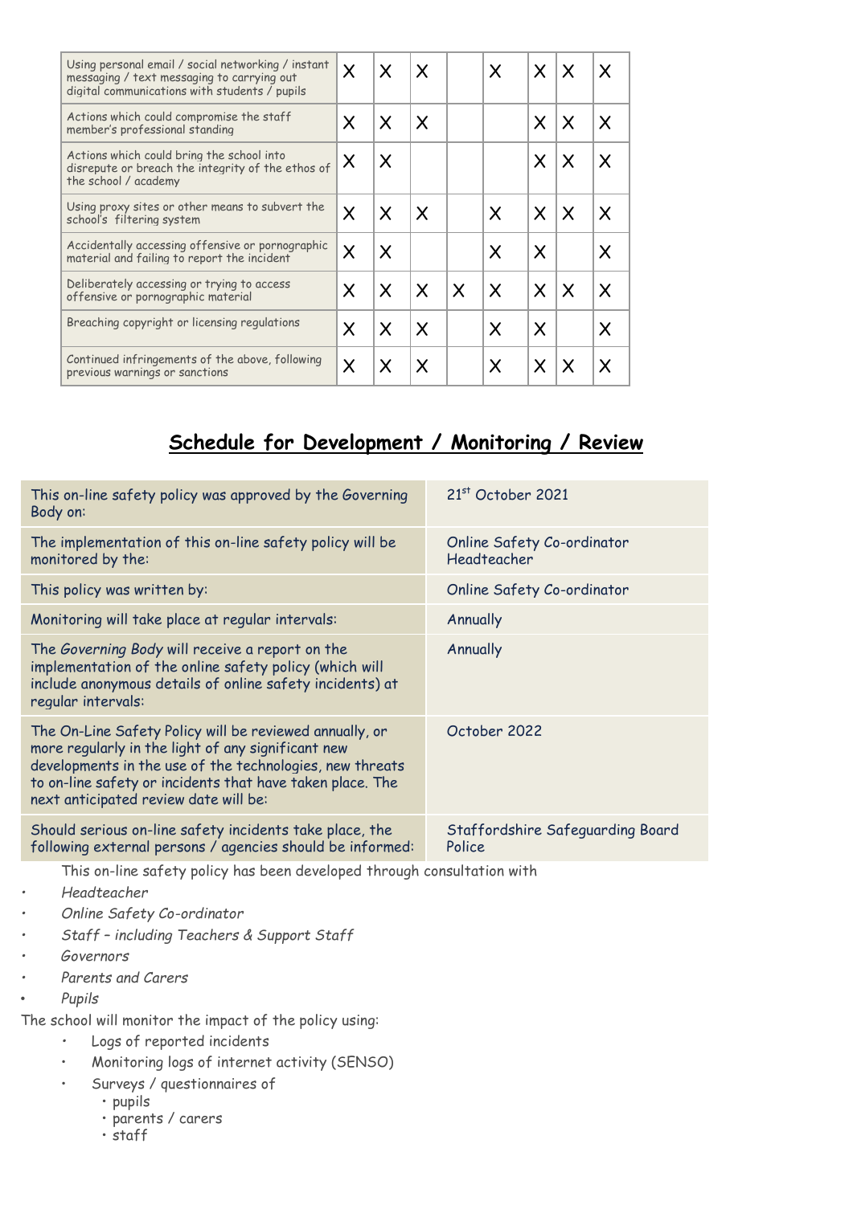| | | | | | | | | |
|---|---|---|---|---|---|---|---|---|
| Using personal email / social networking / instant messaging / text messaging to carrying out digital communications with students / pupils | X | X | X | | X | X | X | X |
| Actions which could compromise the staff member's professional standing | X | X | X | | | X | X | X |
| Actions which could bring the school into disrepute or breach the integrity of the ethos of the school / academy | X | X | | | | X | X | X |
| Using proxy sites or other means to subvert the school's filtering system | X | X | X | | X | X | X | X |
| Accidentally accessing offensive or pornographic material and failing to report the incident | X | X | | | X | X | | X |
| Deliberately accessing or trying to access offensive or pornographic material | X | X | X | X | X | X | X | X |
| Breaching copyright or licensing regulations | X | X | X | | X | X | | X |
| Continued infringements of the above, following previous warnings or sanctions | X | X | X | | X | X | X | X |

## Schedule for Development / Monitoring / Review

| | |
|---|---|
| This on-line safety policy was approved by the Governing Body on: | 21st October 2021 |
| The implementation of this on-line safety policy will be monitored by the: | Online Safety Co-ordinator<br>Headteacher |
| This policy was written by: | Online Safety Co-ordinator |
| Monitoring will take place at regular intervals: | Annually |
| The *Governing Body* will receive a report on the implementation of the online safety policy (which will include anonymous details of online safety incidents) at regular intervals: | Annually |
| The On-Line Safety Policy will be reviewed annually, or more regularly in the light of any significant new developments in the use of the technologies, new threats to on-line safety or incidents that have taken place. The next anticipated review date will be: | October 2022 |
| Should serious on-line safety incidents take place, the following external persons / agencies should be informed: | Staffordshire Safeguarding Board<br>Police |

This on-line safety policy has been developed through consultation with

- *Headteacher*
- *Online Safety Co-ordinator*
- *Staff – including Teachers & Support Staff*
- *Governors*
- *Parents and Carers*
- *Pupils*

The school will monitor the impact of the policy using:

- Logs of reported incidents
- Monitoring logs of internet activity (SENSO)
- Surveys / questionnaires of
  - pupils
  - parents / carers
  - staff